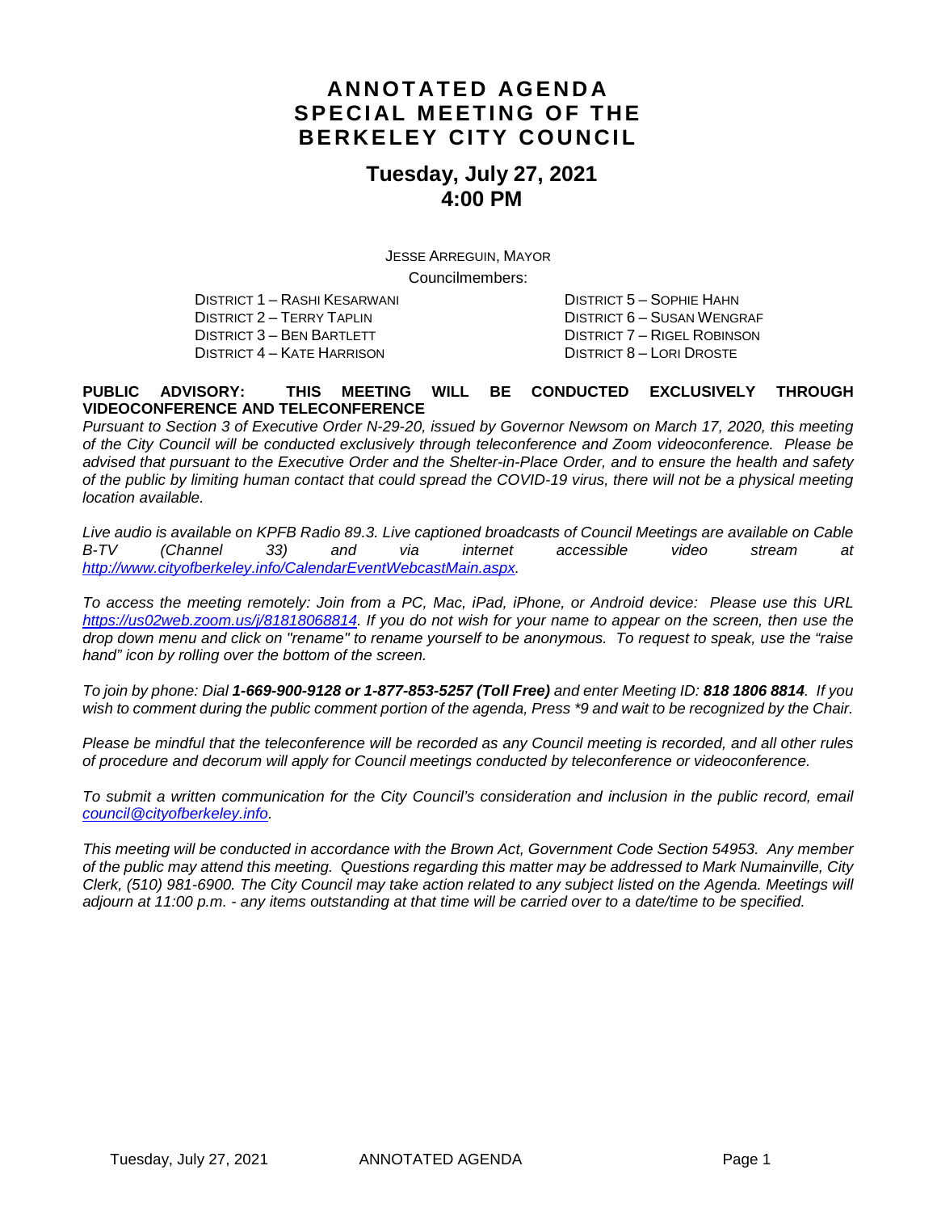# ANNOTATED AGENDA SPECIAL MEETING OF THE BERKELEY CITY COUNCIL

## Tuesday, July 27, 2021
## 4:00 PM

JESSE ARREGUIN, MAYOR

Councilmembers:

DISTRICT 1 – RASHI KESARWANI
DISTRICT 2 – TERRY TAPLIN
DISTRICT 3 – BEN BARTLETT
DISTRICT 4 – KATE HARRISON
DISTRICT 5 – SOPHIE HAHN
DISTRICT 6 – SUSAN WENGRAF
DISTRICT 7 – RIGEL ROBINSON
DISTRICT 8 – LORI DROSTE

**PUBLIC ADVISORY: THIS MEETING WILL BE CONDUCTED EXCLUSIVELY THROUGH VIDEOCONFERENCE AND TELECONFERENCE**

*Pursuant to Section 3 of Executive Order N-29-20, issued by Governor Newsom on March 17, 2020, this meeting of the City Council will be conducted exclusively through teleconference and Zoom videoconference. Please be advised that pursuant to the Executive Order and the Shelter-in-Place Order, and to ensure the health and safety of the public by limiting human contact that could spread the COVID-19 virus, there will not be a physical meeting location available.*

*Live audio is available on KPFB Radio 89.3. Live captioned broadcasts of Council Meetings are available on Cable B-TV (Channel 33) and via internet accessible video stream at http://www.cityofberkeley.info/CalendarEventWebcastMain.aspx.*

*To access the meeting remotely: Join from a PC, Mac, iPad, iPhone, or Android device: Please use this URL https://us02web.zoom.us/j/81818068814. If you do not wish for your name to appear on the screen, then use the drop down menu and click on "rename" to rename yourself to be anonymous. To request to speak, use the "raise hand" icon by rolling over the bottom of the screen.*

*To join by phone: Dial **1-669-900-9128 or 1-877-853-5257 (Toll Free)** and enter Meeting ID: **818 1806 8814**. If you wish to comment during the public comment portion of the agenda, Press \*9 and wait to be recognized by the Chair.*

*Please be mindful that the teleconference will be recorded as any Council meeting is recorded, and all other rules of procedure and decorum will apply for Council meetings conducted by teleconference or videoconference.*

*To submit a written communication for the City Council's consideration and inclusion in the public record, email council@cityofberkeley.info.*

*This meeting will be conducted in accordance with the Brown Act, Government Code Section 54953. Any member of the public may attend this meeting. Questions regarding this matter may be addressed to Mark Numainville, City Clerk, (510) 981-6900. The City Council may take action related to any subject listed on the Agenda. Meetings will adjourn at 11:00 p.m. - any items outstanding at that time will be carried over to a date/time to be specified.*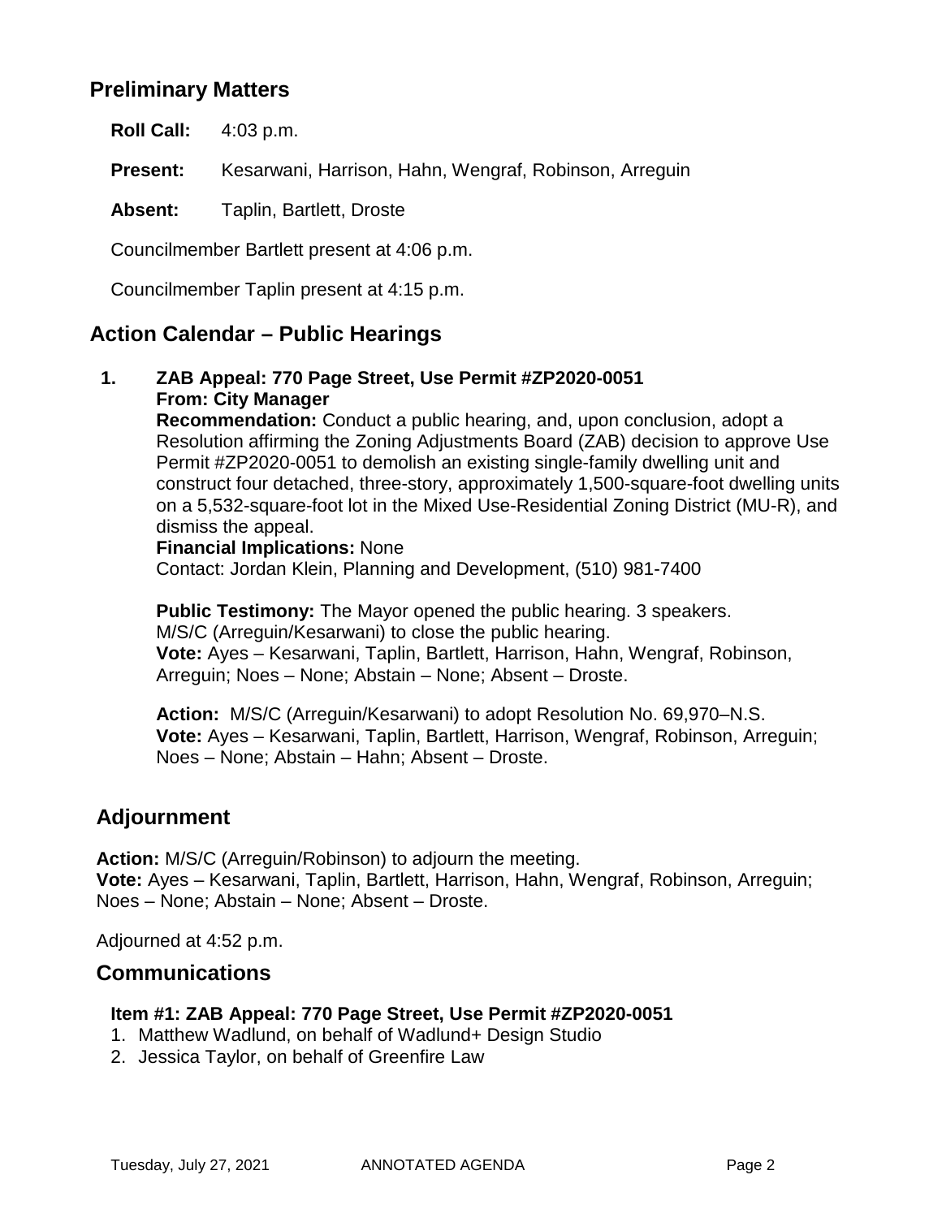## Preliminary Matters

**Roll Call:** 4:03 p.m.

**Present:** Kesarwani, Harrison, Hahn, Wengraf, Robinson, Arreguin

**Absent:** Taplin, Bartlett, Droste

Councilmember Bartlett present at 4:06 p.m.

Councilmember Taplin present at 4:15 p.m.

## Action Calendar – Public Hearings

**1. ZAB Appeal: 770 Page Street, Use Permit #ZP2020-0051**
**From: City Manager**
**Recommendation:** Conduct a public hearing, and, upon conclusion, adopt a Resolution affirming the Zoning Adjustments Board (ZAB) decision to approve Use Permit #ZP2020-0051 to demolish an existing single-family dwelling unit and construct four detached, three-story, approximately 1,500-square-foot dwelling units on a 5,532-square-foot lot in the Mixed Use-Residential Zoning District (MU-R), and dismiss the appeal.
**Financial Implications:** None
Contact: Jordan Klein, Planning and Development, (510) 981-7400

**Public Testimony:** The Mayor opened the public hearing. 3 speakers.
M/S/C (Arreguin/Kesarwani) to close the public hearing.
**Vote:** Ayes – Kesarwani, Taplin, Bartlett, Harrison, Hahn, Wengraf, Robinson, Arreguin; Noes – None; Abstain – None; Absent – Droste.

**Action:** M/S/C (Arreguin/Kesarwani) to adopt Resolution No. 69,970–N.S.
**Vote:** Ayes – Kesarwani, Taplin, Bartlett, Harrison, Wengraf, Robinson, Arreguin; Noes – None; Abstain – Hahn; Absent – Droste.

## Adjournment

**Action:** M/S/C (Arreguin/Robinson) to adjourn the meeting.
**Vote:** Ayes – Kesarwani, Taplin, Bartlett, Harrison, Hahn, Wengraf, Robinson, Arreguin; Noes – None; Abstain – None; Absent – Droste.

Adjourned at 4:52 p.m.

## Communications

**Item #1: ZAB Appeal: 770 Page Street, Use Permit #ZP2020-0051**

1. Matthew Wadlund, on behalf of Wadlund+ Design Studio
2. Jessica Taylor, on behalf of Greenfire Law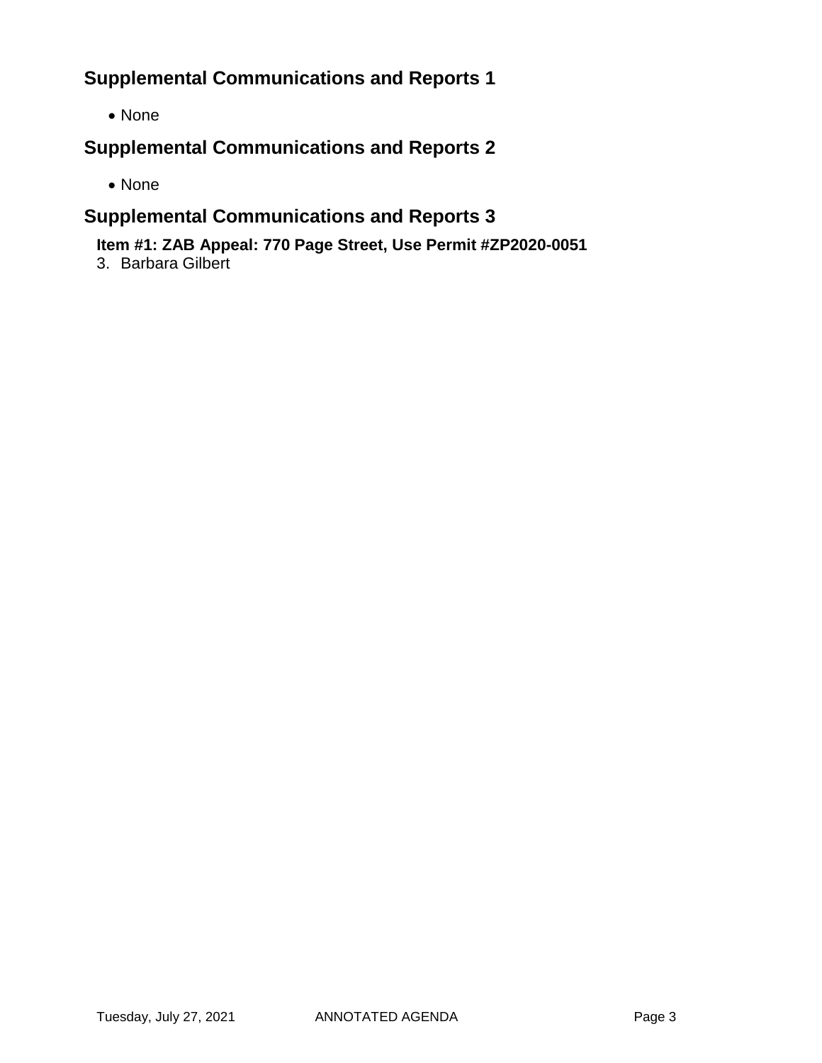## Supplemental Communications and Reports 1

- None

## Supplemental Communications and Reports 2

- None

## Supplemental Communications and Reports 3

**Item #1: ZAB Appeal: 770 Page Street, Use Permit #ZP2020-0051**

3. Barbara Gilbert